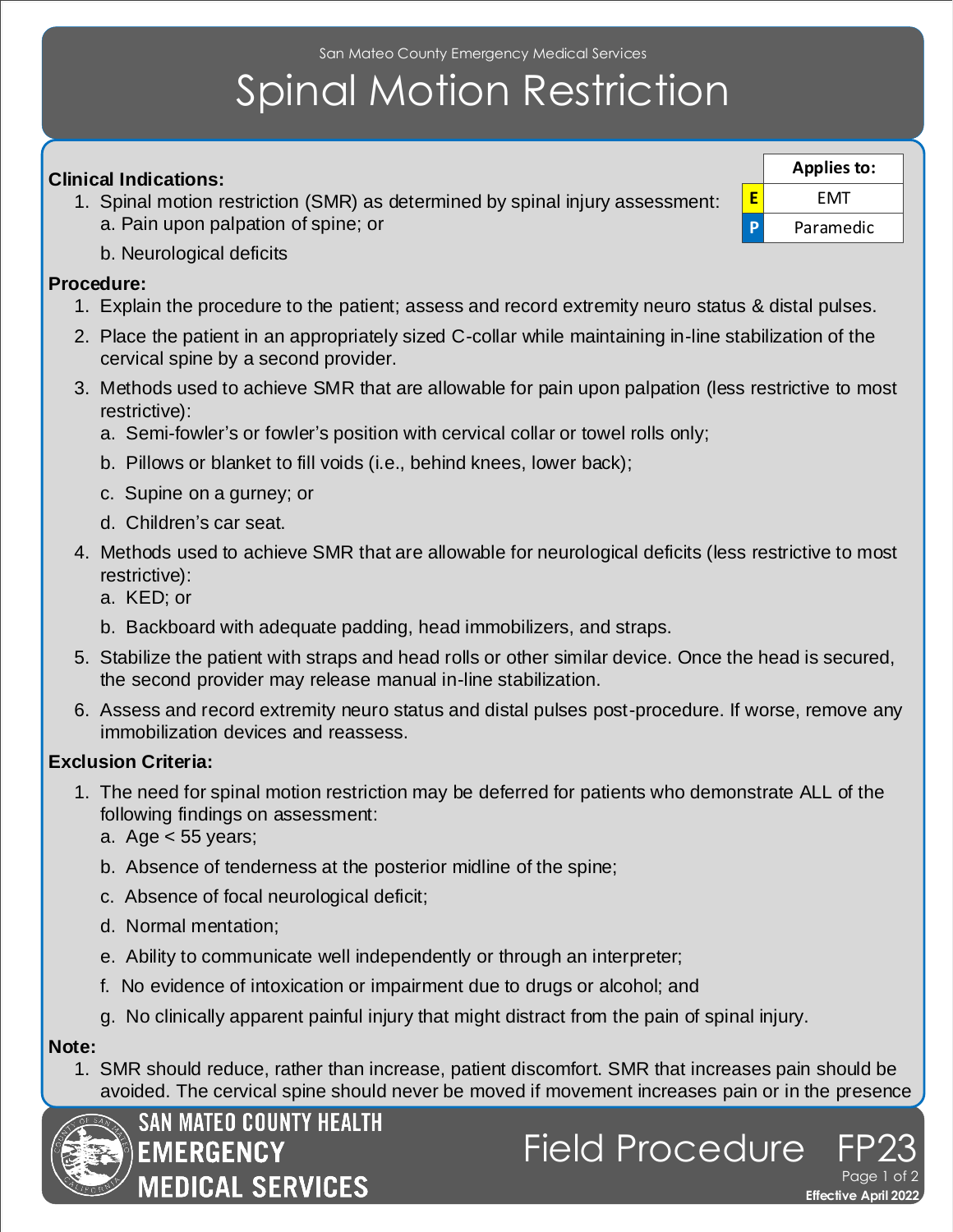San Mateo County Emergency Medical Services

# Spinal Motion Restriction

| Applies to: | |
|---|---|
| E | EMT |
| P | Paramedic |

**Clinical Indications:**

1. Spinal motion restriction (SMR) as determined by spinal injury assessment:
   a. Pain upon palpation of spine; or
   b. Neurological deficits

**Procedure:**

1. Explain the procedure to the patient; assess and record extremity neuro status & distal pulses.
2. Place the patient in an appropriately sized C-collar while maintaining in-line stabilization of the cervical spine by a second provider.
3. Methods used to achieve SMR that are allowable for pain upon palpation (less restrictive to most restrictive):
   a. Semi-fowler's or fowler's position with cervical collar or towel rolls only;
   b. Pillows or blanket to fill voids (i.e., behind knees, lower back);
   c. Supine on a gurney; or
   d. Children's car seat.
4. Methods used to achieve SMR that are allowable for neurological deficits (less restrictive to most restrictive):
   a. KED; or
   b. Backboard with adequate padding, head immobilizers, and straps.
5. Stabilize the patient with straps and head rolls or other similar device. Once the head is secured, the second provider may release manual in-line stabilization.
6. Assess and record extremity neuro status and distal pulses post-procedure. If worse, remove any immobilization devices and reassess.

**Exclusion Criteria:**

1. The need for spinal motion restriction may be deferred for patients who demonstrate ALL of the following findings on assessment:
   a. Age < 55 years;
   b. Absence of tenderness at the posterior midline of the spine;
   c. Absence of focal neurological deficit;
   d. Normal mentation;
   e. Ability to communicate well independently or through an interpreter;
   f. No evidence of intoxication or impairment due to drugs or alcohol; and
   g. No clinically apparent painful injury that might distract from the pain of spinal injury.

**Note:**

1. SMR should reduce, rather than increase, patient discomfort. SMR that increases pain should be avoided. The cervical spine should never be moved if movement increases pain or in the presence

SAN MATEO COUNTY HEALTH EMERGENCY MEDICAL SERVICES

Field Procedure FP23

Effective April 2022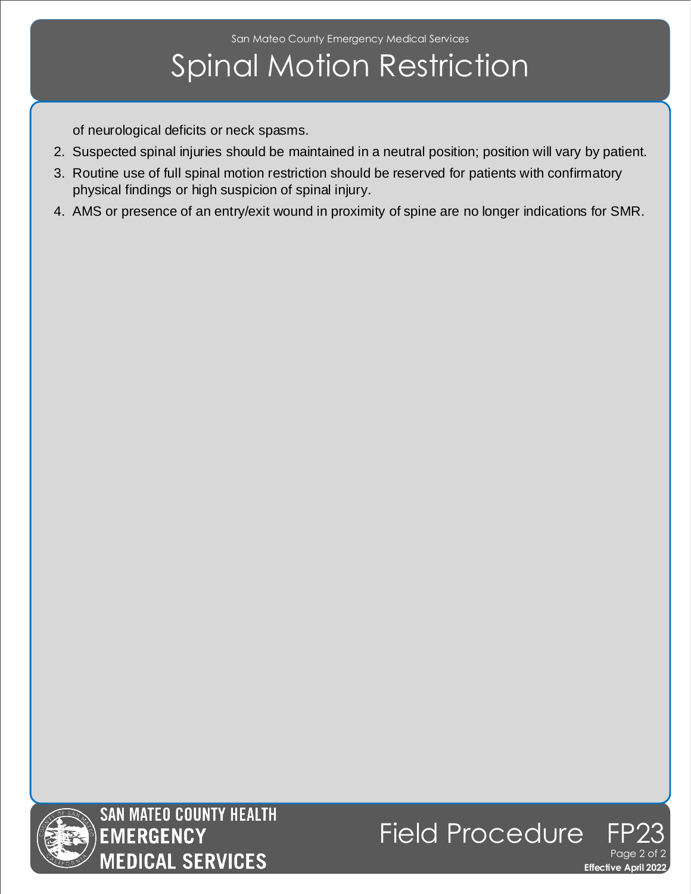of neurological deficits or neck spasms.

2. Suspected spinal injuries should be maintained in a neutral position; position will vary by patient.
3. Routine use of full spinal motion restriction should be reserved for patients with confirmatory physical findings or high suspicion of spinal injury.
4. AMS or presence of an entry/exit wound in proximity of spine are no longer indications for SMR.